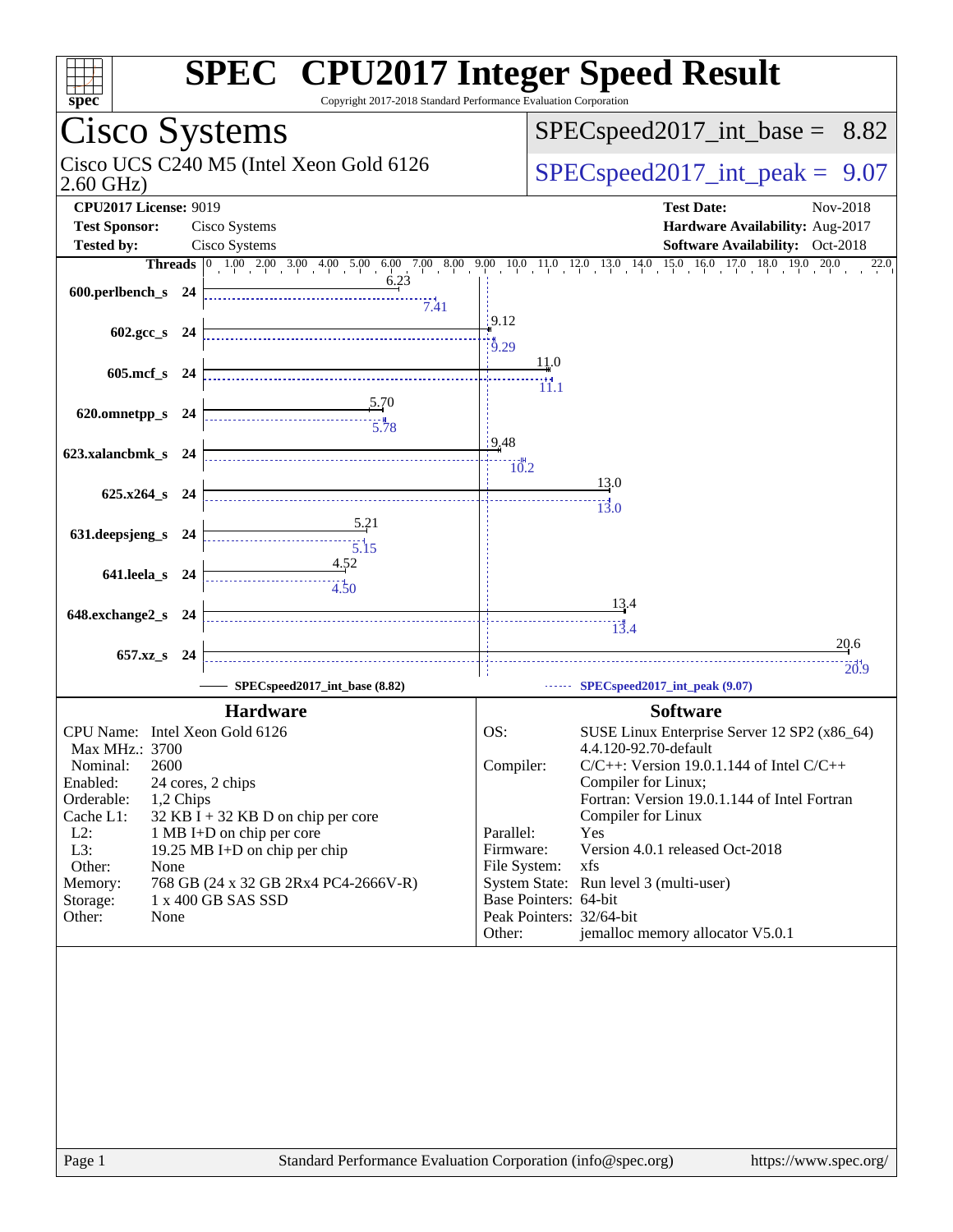# SPEC CPU2017 Integer Speed Result

Copyright 2017-2018 Standard Performance Evaluation Corporation

## Cisco Systems

Cisco UCS C240 M5 (Intel Xeon Gold 6126 2.60 GHz)

SPECspeed2017_int_base = 8.82

SPECspeed2017_int_peak = 9.07

| | | | |
|---|---|---|---|
| **CPU2017 License:** | 9019 | **Test Date:** | Nov-2018 |
| **Test Sponsor:** | Cisco Systems | **Hardware Availability:** | Aug-2017 |
| **Tested by:** | Cisco Systems | **Software Availability:** | Oct-2018 |

| Benchmark | Threads | Base | Peak |
|---|---|---|---|
| 600.perlbench_s | 24 | 6.23 | 7.41 |
| 602.gcc_s | 24 | 9.12 | 9.29 |
| 605.mcf_s | 24 | 11.0 | 11.1 |
| 620.omnetpp_s | 24 | 5.70 | 5.78 |
| 623.xalancbmk_s | 24 | 9.48 | 10.2 |
| 625.x264_s | 24 | 13.0 | 13.0 |
| 631.deepsjeng_s | 24 | 5.21 | 5.15 |
| 641.leela_s | 24 | 4.52 | 4.50 |
| 648.exchange2_s | 24 | 13.4 | 13.4 |
| 657.xz_s | 24 | 20.6 | 20.9 |

SPECspeed2017_int_base (8.82) SPECspeed2017_int_peak (9.07)

### Hardware

| | |
|---|---|
| CPU Name: | Intel Xeon Gold 6126 |
| Max MHz.: | 3700 |
| Nominal: | 2600 |
| Enabled: | 24 cores, 2 chips |
| Orderable: | 1,2 Chips |
| Cache L1: | 32 KB I + 32 KB D on chip per core |
| L2: | 1 MB I+D on chip per core |
| L3: | 19.25 MB I+D on chip per chip |
| Other: | None |
| Memory: | 768 GB (24 x 32 GB 2Rx4 PC4-2666V-R) |
| Storage: | 1 x 400 GB SAS SSD |
| Other: | None |

### Software

| | |
|---|---|
| OS: | SUSE Linux Enterprise Server 12 SP2 (x86_64) 4.4.120-92.70-default |
| Compiler: | C/C++: Version 19.0.1.144 of Intel C/C++ Compiler for Linux; Fortran: Version 19.0.1.144 of Intel Fortran Compiler for Linux |
| Parallel: | Yes |
| Firmware: | Version 4.0.1 released Oct-2018 |
| File System: | xfs |
| System State: | Run level 3 (multi-user) |
| Base Pointers: | 64-bit |
| Peak Pointers: | 32/64-bit |
| Other: | jemalloc memory allocator V5.0.1 |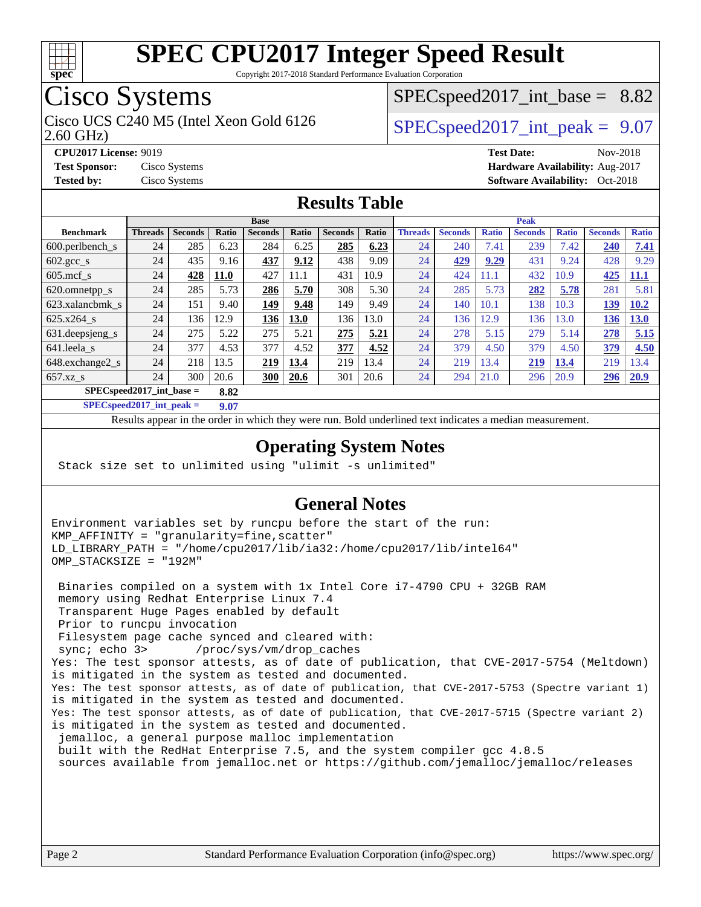# SPEC CPU2017 Integer Speed Result

Copyright 2017-2018 Standard Performance Evaluation Corporation

## Cisco Systems

Cisco UCS C240 M5 (Intel Xeon Gold 6126 2.60 GHz)

SPECspeed2017_int_base = 8.82

SPECspeed2017_int_peak = 9.07

**CPU2017 License:** 9019
**Test Sponsor:** Cisco Systems
**Tested by:** Cisco Systems

**Test Date:** Nov-2018
**Hardware Availability:** Aug-2017
**Software Availability:** Oct-2018

## Results Table

| Benchmark | Base | | | | | | | Peak | | | | | | |
|---|---|---|---|---|---|---|---|---|---|---|---|---|---|---|
| | Threads | Seconds | Ratio | Seconds | Ratio | Seconds | Ratio | Threads | Seconds | Ratio | Seconds | Ratio | Seconds | Ratio |
| 600.perlbench_s | 24 | 285 | 6.23 | 284 | 6.25 | **285** | **6.23** | 24 | 240 | 7.41 | 239 | 7.42 | **240** | **7.41** |
| 602.gcc_s | 24 | 435 | 9.16 | **437** | **9.12** | 438 | 9.09 | 24 | **429** | **9.29** | 431 | 9.24 | 428 | 9.29 |
| 605.mcf_s | 24 | **428** | **11.0** | 427 | 11.1 | 431 | 10.9 | 24 | 424 | 11.1 | 432 | 10.9 | **425** | **11.1** |
| 620.omnetpp_s | 24 | 285 | 5.73 | **286** | **5.70** | 308 | 5.30 | 24 | 285 | 5.73 | **282** | **5.78** | 281 | 5.81 |
| 623.xalancbmk_s | 24 | 151 | 9.40 | **149** | **9.48** | 149 | 9.49 | 24 | 140 | 10.1 | 138 | 10.3 | **139** | **10.2** |
| 625.x264_s | 24 | 136 | 12.9 | **136** | **13.0** | 136 | 13.0 | 24 | 136 | 12.9 | 136 | 13.0 | **136** | **13.0** |
| 631.deepsjeng_s | 24 | 275 | 5.22 | 275 | 5.21 | **275** | **5.21** | 24 | 278 | 5.15 | 279 | 5.14 | **278** | **5.15** |
| 641.leela_s | 24 | 377 | 4.53 | 377 | 4.52 | **377** | **4.52** | 24 | 379 | 4.50 | 379 | 4.50 | **379** | **4.50** |
| 648.exchange2_s | 24 | 218 | 13.5 | **219** | **13.4** | 219 | 13.4 | 24 | 219 | 13.4 | **219** | **13.4** | 219 | 13.4 |
| 657.xz_s | 24 | 300 | 20.6 | **300** | **20.6** | 301 | 20.6 | 24 | 294 | 21.0 | 296 | 20.9 | **296** | **20.9** |

**SPECspeed2017_int_base = 8.82**

**SPECspeed2017_int_peak = 9.07**

Results appear in the order in which they were run. Bold underlined text indicates a median measurement.

## Operating System Notes

```
Stack size set to unlimited using "ulimit -s unlimited"
```

## General Notes

```
Environment variables set by runcpu before the start of the run:
KMP_AFFINITY = "granularity=fine,scatter"
LD_LIBRARY_PATH = "/home/cpu2017/lib/ia32:/home/cpu2017/lib/intel64"
OMP_STACKSIZE = "192M"

 Binaries compiled on a system with 1x Intel Core i7-4790 CPU + 32GB RAM
 memory using Redhat Enterprise Linux 7.4
 Transparent Huge Pages enabled by default
 Prior to runcpu invocation
 Filesystem page cache synced and cleared with:
 sync; echo 3>       /proc/sys/vm/drop_caches
Yes: The test sponsor attests, as of date of publication, that CVE-2017-5754 (Meltdown)
is mitigated in the system as tested and documented.
Yes: The test sponsor attests, as of date of publication, that CVE-2017-5753 (Spectre variant 1)
is mitigated in the system as tested and documented.
Yes: The test sponsor attests, as of date of publication, that CVE-2017-5715 (Spectre variant 2)
is mitigated in the system as tested and documented.
 jemalloc, a general purpose malloc implementation
 built with the RedHat Enterprise 7.5, and the system compiler gcc 4.8.5
 sources available from jemalloc.net or https://github.com/jemalloc/jemalloc/releases
```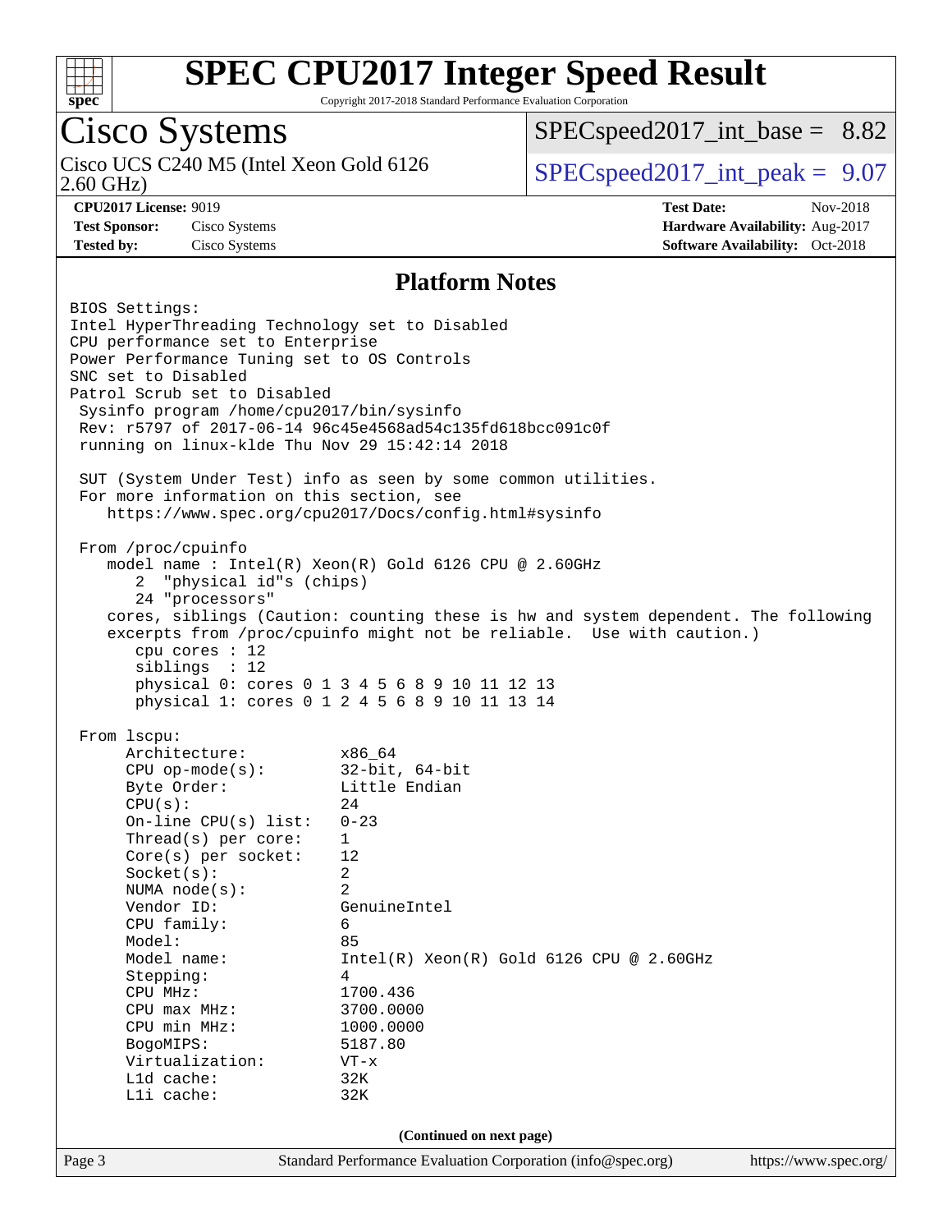# Cisco Systems

Cisco UCS C240 M5 (Intel Xeon Gold 6126 2.60 GHz)

SPECspeed2017_int_base = 8.82

SPECspeed2017_int_peak = 9.07

**CPU2017 License:** 9019
**Test Sponsor:** Cisco Systems
**Tested by:** Cisco Systems

**Test Date:** Nov-2018
**Hardware Availability:** Aug-2017
**Software Availability:** Oct-2018

## Platform Notes

```
BIOS Settings:
Intel HyperThreading Technology set to Disabled
CPU performance set to Enterprise
Power Performance Tuning set to OS Controls
SNC set to Disabled
Patrol Scrub set to Disabled
 Sysinfo program /home/cpu2017/bin/sysinfo
 Rev: r5797 of 2017-06-14 96c45e4568ad54c135fd618bcc091c0f
 running on linux-klde Thu Nov 29 15:42:14 2018

 SUT (System Under Test) info as seen by some common utilities.
 For more information on this section, see
    https://www.spec.org/cpu2017/Docs/config.html#sysinfo

 From /proc/cpuinfo
    model name : Intel(R) Xeon(R) Gold 6126 CPU @ 2.60GHz
       2  "physical id"s (chips)
       24 "processors"
    cores, siblings (Caution: counting these is hw and system dependent. The following
    excerpts from /proc/cpuinfo might not be reliable.  Use with caution.)
       cpu cores : 12
       siblings  : 12
       physical 0: cores 0 1 3 4 5 6 8 9 10 11 12 13
       physical 1: cores 0 1 2 4 5 6 8 9 10 11 13 14

 From lscpu:
      Architecture:          x86_64
      CPU op-mode(s):        32-bit, 64-bit
      Byte Order:            Little Endian
      CPU(s):                24
      On-line CPU(s) list:   0-23
      Thread(s) per core:    1
      Core(s) per socket:    12
      Socket(s):             2
      NUMA node(s):          2
      Vendor ID:             GenuineIntel
      CPU family:            6
      Model:                 85
      Model name:            Intel(R) Xeon(R) Gold 6126 CPU @ 2.60GHz
      Stepping:              4
      CPU MHz:               1700.436
      CPU max MHz:           3700.0000
      CPU min MHz:           1000.0000
      BogoMIPS:              5187.80
      Virtualization:        VT-x
      L1d cache:             32K
      L1i cache:             32K
```

(Continued on next page)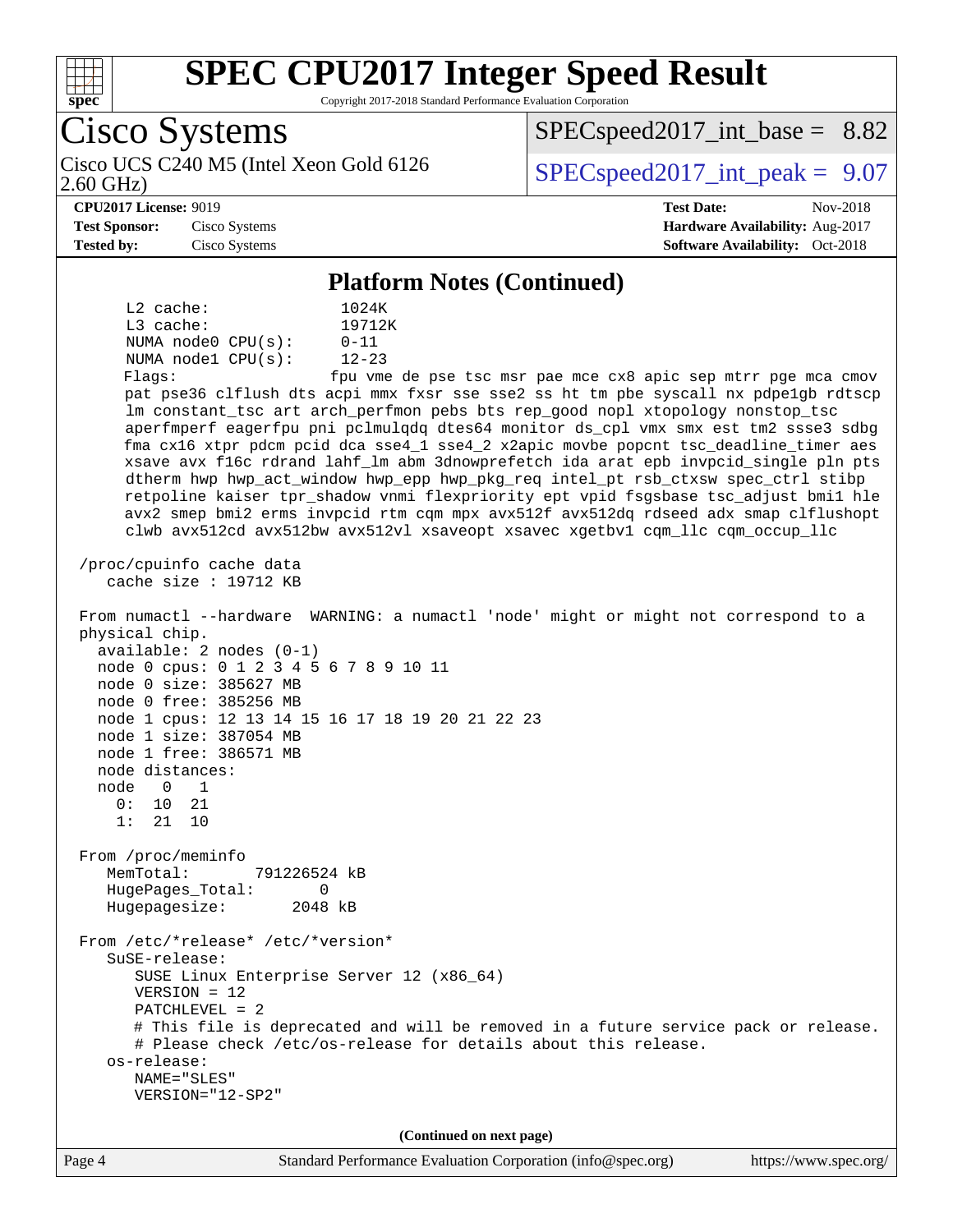# SPEC CPU2017 Integer Speed Result

Copyright 2017-2018 Standard Performance Evaluation Corporation

## Cisco Systems

Cisco UCS C240 M5 (Intel Xeon Gold 6126 2.60 GHz)

SPECspeed2017_int_base = 8.82

SPECspeed2017_int_peak = 9.07

**CPU2017 License:** 9019
**Test Sponsor:** Cisco Systems
**Tested by:** Cisco Systems

**Test Date:** Nov-2018
**Hardware Availability:** Aug-2017
**Software Availability:** Oct-2018

### Platform Notes (Continued)

```
      L2 cache:               1024K
      L3 cache:               19712K
      NUMA node0 CPU(s):      0-11
      NUMA node1 CPU(s):      12-23
      Flags:                  fpu vme de pse tsc msr pae mce cx8 apic sep mtrr pge mca cmov
      pat pse36 clflush dts acpi mmx fxsr sse sse2 ss ht tm pbe syscall nx pdpe1gb rdtscp
      lm constant_tsc art arch_perfmon pebs bts rep_good nopl xtopology nonstop_tsc
      aperfmperf eagerfpu pni pclmulqdq dtes64 monitor ds_cpl vmx smx est tm2 ssse3 sdbg
      fma cx16 xtpr pdcm pcid dca sse4_1 sse4_2 x2apic movbe popcnt tsc_deadline_timer aes
      xsave avx f16c rdrand lahf_lm abm 3dnowprefetch ida arat epb invpcid_single pln pts
      dtherm hwp hwp_act_window hwp_epp hwp_pkg_req intel_pt rsb_ctxsw spec_ctrl stibp
      retpoline kaiser tpr_shadow vnmi flexpriority ept vpid fsgsbase tsc_adjust bmi1 hle
      avx2 smep bmi2 erms invpcid rtm cqm mpx avx512f avx512dq rdseed adx smap clflushopt
      clwb avx512cd avx512bw avx512vl xsaveopt xsavec xgetbv1 cqm_llc cqm_occup_llc

 /proc/cpuinfo cache data
    cache size : 19712 KB

 From numactl --hardware  WARNING: a numactl 'node' might or might not correspond to a
 physical chip.
   available: 2 nodes (0-1)
   node 0 cpus: 0 1 2 3 4 5 6 7 8 9 10 11
   node 0 size: 385627 MB
   node 0 free: 385256 MB
   node 1 cpus: 12 13 14 15 16 17 18 19 20 21 22 23
   node 1 size: 387054 MB
   node 1 free: 386571 MB
   node distances:
   node   0   1
     0:  10  21
     1:  21  10

 From /proc/meminfo
    MemTotal:       791226524 kB
    HugePages_Total:       0
    Hugepagesize:       2048 kB

 From /etc/*release* /etc/*version*
    SuSE-release:
       SUSE Linux Enterprise Server 12 (x86_64)
       VERSION = 12
       PATCHLEVEL = 2
       # This file is deprecated and will be removed in a future service pack or release.
       # Please check /etc/os-release for details about this release.
    os-release:
       NAME="SLES"
       VERSION="12-SP2"
```

(Continued on next page)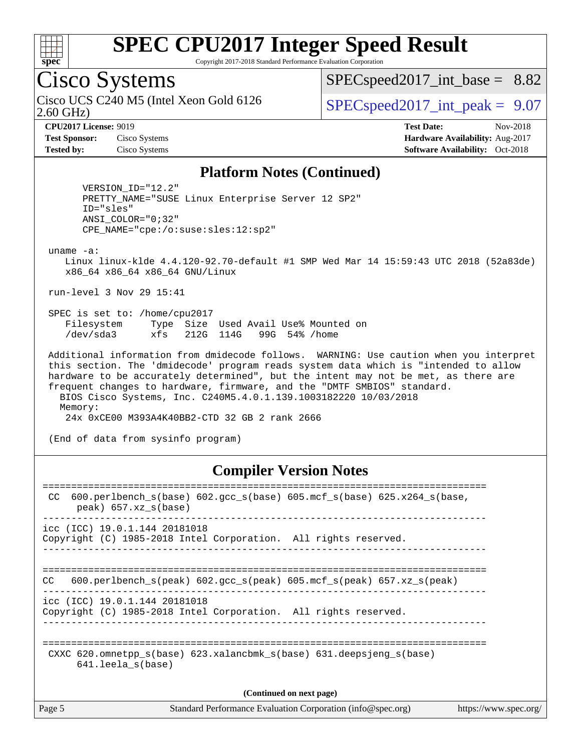# SPEC CPU2017 Integer Speed Result

Copyright 2017-2018 Standard Performance Evaluation Corporation

## Cisco Systems

Cisco UCS C240 M5 (Intel Xeon Gold 6126 2.60 GHz)

SPECspeed2017_int_base = 8.82

SPECspeed2017_int_peak = 9.07

**CPU2017 License:** 9019
**Test Sponsor:** Cisco Systems
**Tested by:** Cisco Systems

**Test Date:** Nov-2018
**Hardware Availability:** Aug-2017
**Software Availability:** Oct-2018

## Platform Notes (Continued)

```
      VERSION_ID="12.2"
      PRETTY_NAME="SUSE Linux Enterprise Server 12 SP2"
      ID="sles"
      ANSI_COLOR="0;32"
      CPE_NAME="cpe:/o:suse:sles:12:sp2"

 uname -a:
    Linux linux-klde 4.4.120-92.70-default #1 SMP Wed Mar 14 15:59:43 UTC 2018 (52a83de)
    x86_64 x86_64 x86_64 GNU/Linux

 run-level 3 Nov 29 15:41

 SPEC is set to: /home/cpu2017
    Filesystem     Type  Size  Used Avail Use% Mounted on
    /dev/sda3      xfs   212G  114G   99G  54% /home

 Additional information from dmidecode follows.  WARNING: Use caution when you interpret
 this section. The 'dmidecode' program reads system data which is "intended to allow
 hardware to be accurately determined", but the intent may not be met, as there are
 frequent changes to hardware, firmware, and the "DMTF SMBIOS" standard.
   BIOS Cisco Systems, Inc. C240M5.4.0.1.139.1003182220 10/03/2018
   Memory:
    24x 0xCE00 M393A4K40BB2-CTD 32 GB 2 rank 2666

 (End of data from sysinfo program)
```

## Compiler Version Notes

```
==============================================================================
 CC  600.perlbench_s(base) 602.gcc_s(base) 605.mcf_s(base) 625.x264_s(base,
      peak) 657.xz_s(base)
------------------------------------------------------------------------------
icc (ICC) 19.0.1.144 20181018
Copyright (C) 1985-2018 Intel Corporation.  All rights reserved.
------------------------------------------------------------------------------

==============================================================================
CC   600.perlbench_s(peak) 602.gcc_s(peak) 605.mcf_s(peak) 657.xz_s(peak)
------------------------------------------------------------------------------
icc (ICC) 19.0.1.144 20181018
Copyright (C) 1985-2018 Intel Corporation.  All rights reserved.
------------------------------------------------------------------------------

==============================================================================
 CXXC 620.omnetpp_s(base) 623.xalancbmk_s(base) 631.deepsjeng_s(base)
      641.leela_s(base)
```

(Continued on next page)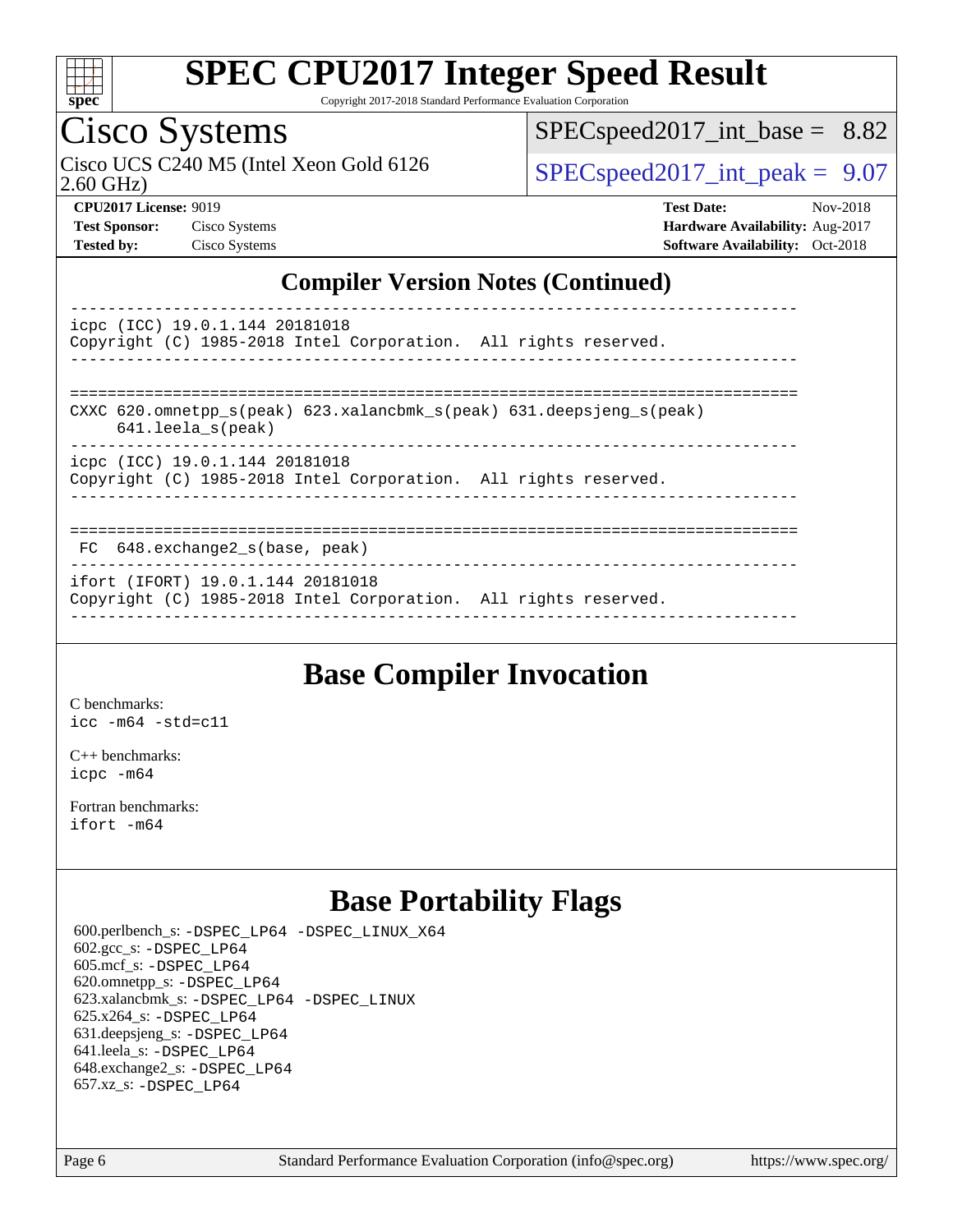## Compiler Version Notes (Continued)

```
------------------------------------------------------------------------------
icpc (ICC) 19.0.1.144 20181018
Copyright (C) 1985-2018 Intel Corporation.  All rights reserved.
------------------------------------------------------------------------------

==============================================================================
CXXC 620.omnetpp_s(peak) 623.xalancbmk_s(peak) 631.deepsjeng_s(peak)
      641.leela_s(peak)
------------------------------------------------------------------------------
icpc (ICC) 19.0.1.144 20181018
Copyright (C) 1985-2018 Intel Corporation.  All rights reserved.
------------------------------------------------------------------------------

==============================================================================
 FC  648.exchange2_s(base, peak)
------------------------------------------------------------------------------
ifort (IFORT) 19.0.1.144 20181018
Copyright (C) 1985-2018 Intel Corporation.  All rights reserved.
------------------------------------------------------------------------------
```

## Base Compiler Invocation

C benchmarks:
icc -m64 -std=c11

C++ benchmarks:
icpc -m64

Fortran benchmarks:
ifort -m64

## Base Portability Flags

600.perlbench_s: -DSPEC_LP64 -DSPEC_LINUX_X64
602.gcc_s: -DSPEC_LP64
605.mcf_s: -DSPEC_LP64
620.omnetpp_s: -DSPEC_LP64
623.xalancbmk_s: -DSPEC_LP64 -DSPEC_LINUX
625.x264_s: -DSPEC_LP64
631.deepsjeng_s: -DSPEC_LP64
641.leela_s: -DSPEC_LP64
648.exchange2_s: -DSPEC_LP64
657.xz_s: -DSPEC_LP64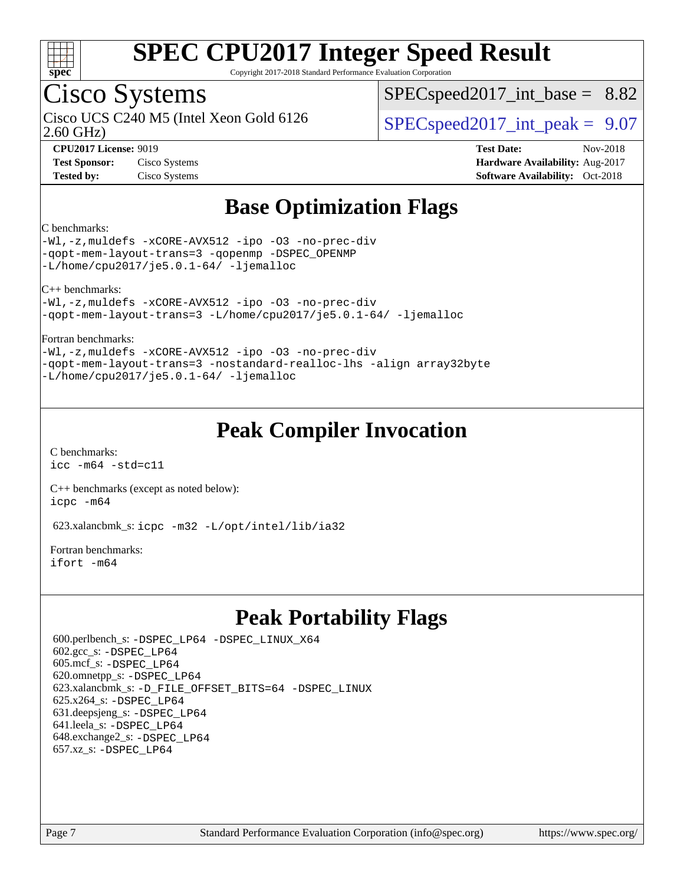# SPEC CPU2017 Integer Speed Result

Copyright 2017-2018 Standard Performance Evaluation Corporation

## Cisco Systems

Cisco UCS C240 M5 (Intel Xeon Gold 6126 2.60 GHz)

SPECspeed2017_int_base = 8.82

SPECspeed2017_int_peak = 9.07

**CPU2017 License:** 9019
**Test Sponsor:** Cisco Systems
**Tested by:** Cisco Systems

**Test Date:** Nov-2018
**Hardware Availability:** Aug-2017
**Software Availability:** Oct-2018

## Base Optimization Flags

C benchmarks:

```
-Wl,-z,muldefs -xCORE-AVX512 -ipo -O3 -no-prec-div
-qopt-mem-layout-trans=3 -qopenmp -DSPEC_OPENMP
-L/home/cpu2017/je5.0.1-64/ -ljemalloc
```

C++ benchmarks:

```
-Wl,-z,muldefs -xCORE-AVX512 -ipo -O3 -no-prec-div
-qopt-mem-layout-trans=3 -L/home/cpu2017/je5.0.1-64/ -ljemalloc
```

Fortran benchmarks:

```
-Wl,-z,muldefs -xCORE-AVX512 -ipo -O3 -no-prec-div
-qopt-mem-layout-trans=3 -nostandard-realloc-lhs -align array32byte
-L/home/cpu2017/je5.0.1-64/ -ljemalloc
```

## Peak Compiler Invocation

C benchmarks:
`icc -m64 -std=c11`

C++ benchmarks (except as noted below):
`icpc -m64`

623.xalancbmk_s: `icpc -m32 -L/opt/intel/lib/ia32`

Fortran benchmarks:
`ifort -m64`

## Peak Portability Flags

600.perlbench_s: `-DSPEC_LP64 -DSPEC_LINUX_X64`
602.gcc_s: `-DSPEC_LP64`
605.mcf_s: `-DSPEC_LP64`
620.omnetpp_s: `-DSPEC_LP64`
623.xalancbmk_s: `-D_FILE_OFFSET_BITS=64 -DSPEC_LINUX`
625.x264_s: `-DSPEC_LP64`
631.deepsjeng_s: `-DSPEC_LP64`
641.leela_s: `-DSPEC_LP64`
648.exchange2_s: `-DSPEC_LP64`
657.xz_s: `-DSPEC_LP64`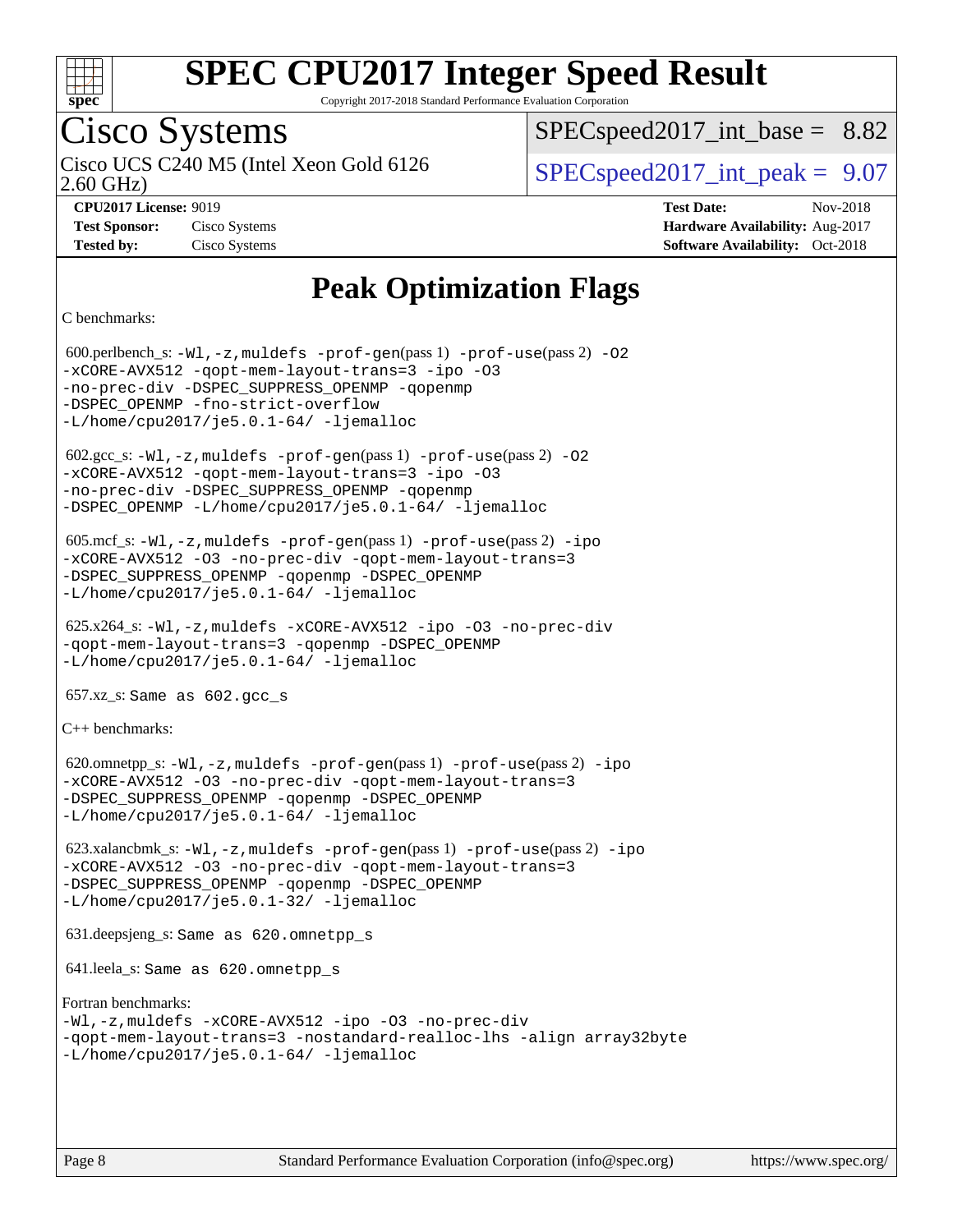# Peak Optimization Flags

C benchmarks:

600.perlbench_s: -Wl,-z,muldefs -prof-gen(pass 1) -prof-use(pass 2) -O2 -xCORE-AVX512 -qopt-mem-layout-trans=3 -ipo -O3 -no-prec-div -DSPEC_SUPPRESS_OPENMP -qopenmp -DSPEC_OPENMP -fno-strict-overflow -L/home/cpu2017/je5.0.1-64/ -ljemalloc

602.gcc_s: -Wl,-z,muldefs -prof-gen(pass 1) -prof-use(pass 2) -O2 -xCORE-AVX512 -qopt-mem-layout-trans=3 -ipo -O3 -no-prec-div -DSPEC_SUPPRESS_OPENMP -qopenmp -DSPEC_OPENMP -L/home/cpu2017/je5.0.1-64/ -ljemalloc

605.mcf_s: -Wl,-z,muldefs -prof-gen(pass 1) -prof-use(pass 2) -ipo -xCORE-AVX512 -O3 -no-prec-div -qopt-mem-layout-trans=3 -DSPEC_SUPPRESS_OPENMP -qopenmp -DSPEC_OPENMP -L/home/cpu2017/je5.0.1-64/ -ljemalloc

625.x264_s: -Wl,-z,muldefs -xCORE-AVX512 -ipo -O3 -no-prec-div -qopt-mem-layout-trans=3 -qopenmp -DSPEC_OPENMP -L/home/cpu2017/je5.0.1-64/ -ljemalloc

657.xz_s: Same as 602.gcc_s

C++ benchmarks:

620.omnetpp_s: -Wl,-z,muldefs -prof-gen(pass 1) -prof-use(pass 2) -ipo -xCORE-AVX512 -O3 -no-prec-div -qopt-mem-layout-trans=3 -DSPEC_SUPPRESS_OPENMP -qopenmp -DSPEC_OPENMP -L/home/cpu2017/je5.0.1-64/ -ljemalloc

623.xalancbmk_s: -Wl,-z,muldefs -prof-gen(pass 1) -prof-use(pass 2) -ipo -xCORE-AVX512 -O3 -no-prec-div -qopt-mem-layout-trans=3 -DSPEC_SUPPRESS_OPENMP -qopenmp -DSPEC_OPENMP -L/home/cpu2017/je5.0.1-32/ -ljemalloc

631.deepsjeng_s: Same as 620.omnetpp_s

641.leela_s: Same as 620.omnetpp_s

Fortran benchmarks:
-Wl,-z,muldefs -xCORE-AVX512 -ipo -O3 -no-prec-div -qopt-mem-layout-trans=3 -nostandard-realloc-lhs -align array32byte -L/home/cpu2017/je5.0.1-64/ -ljemalloc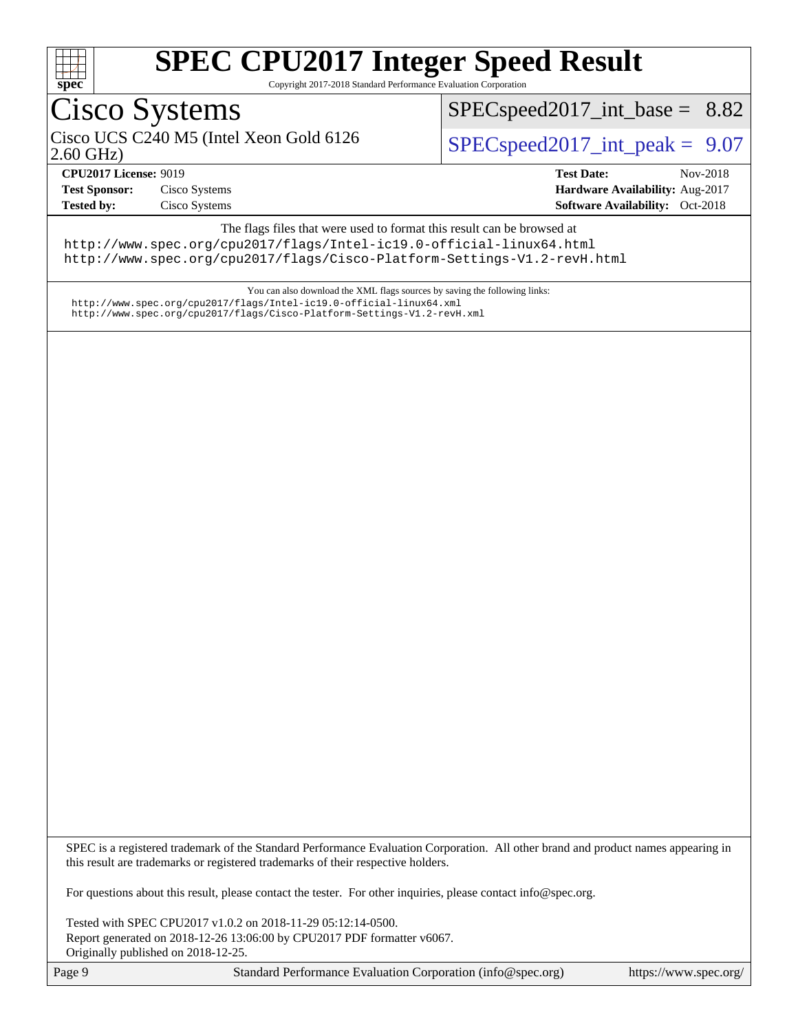The flags files that were used to format this result can be browsed at

http://www.spec.org/cpu2017/flags/Intel-ic19.0-official-linux64.html
http://www.spec.org/cpu2017/flags/Cisco-Platform-Settings-V1.2-revH.html

You can also download the XML flags sources by saving the following links:

http://www.spec.org/cpu2017/flags/Intel-ic19.0-official-linux64.xml
http://www.spec.org/cpu2017/flags/Cisco-Platform-Settings-V1.2-revH.xml

SPEC is a registered trademark of the Standard Performance Evaluation Corporation. All other brand and product names appearing in this result are trademarks or registered trademarks of their respective holders.

For questions about this result, please contact the tester. For other inquiries, please contact info@spec.org.

Tested with SPEC CPU2017 v1.0.2 on 2018-11-29 05:12:14-0500.
Report generated on 2018-12-26 13:06:00 by CPU2017 PDF formatter v6067.
Originally published on 2018-12-25.